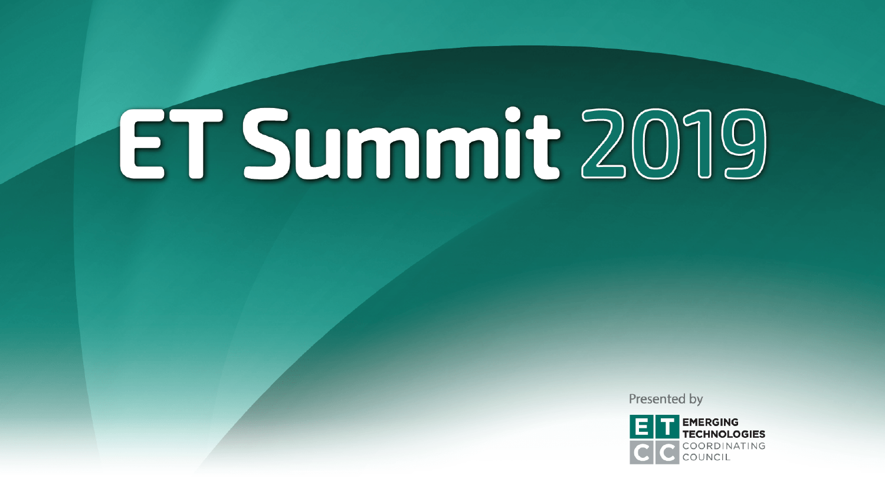# ET Summit 2019

Presented by

EMERGING TECHNOLOGIES COORDINATING COUNCIL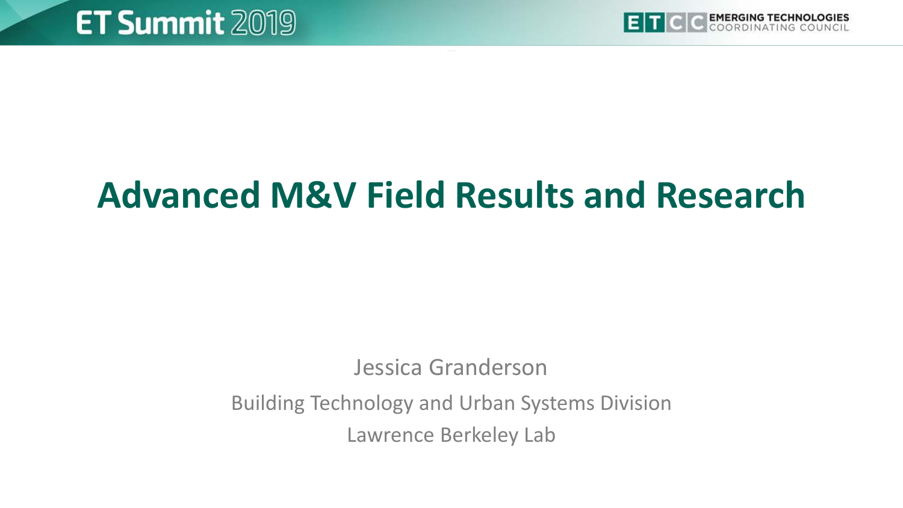# Advanced M&V Field Results and Research

Jessica Granderson

Building Technology and Urban Systems Division

Lawrence Berkeley Lab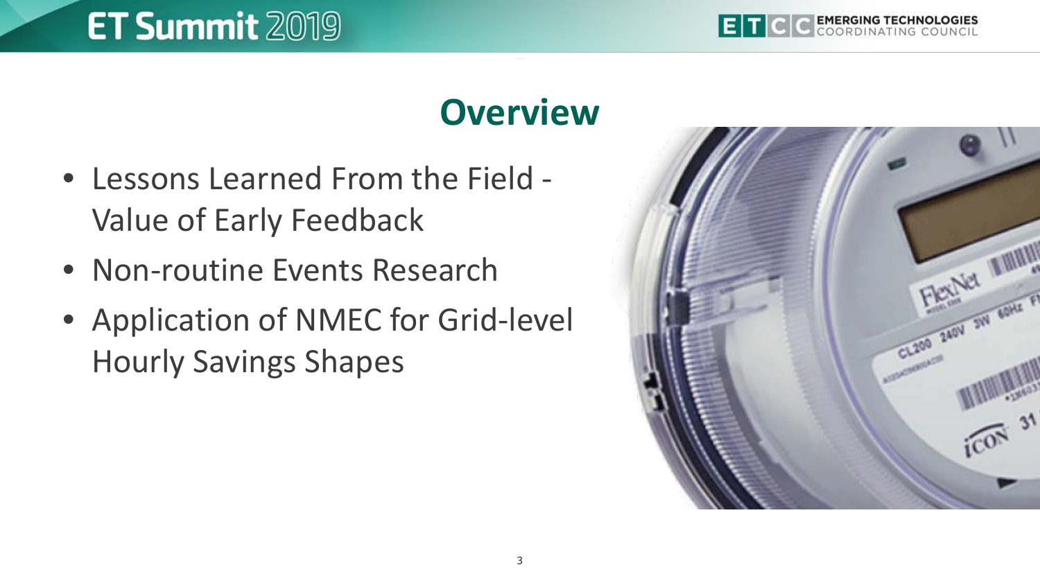# Overview

- Lessons Learned From the Field - Value of Early Feedback
- Non-routine Events Research
- Application of NMEC for Grid-level Hourly Savings Shapes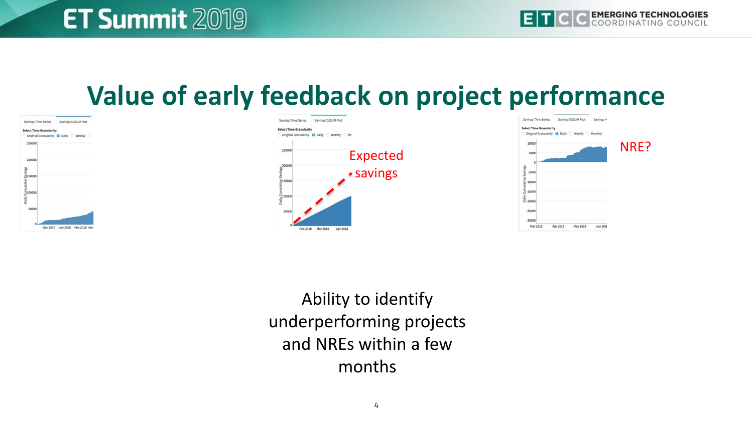# Value of early feedback on project performance

Expected savings

NRE?

Ability to identify underperforming projects and NREs within a few months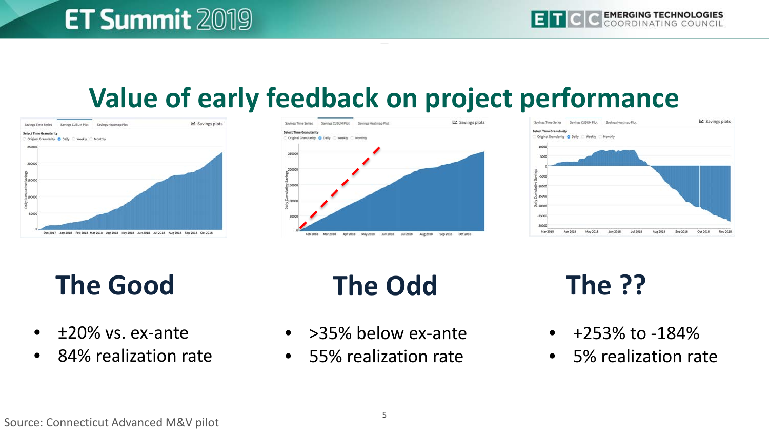# Value of early feedback on project performance

## The Good

- ±20% vs. ex-ante
- 84% realization rate

## The Odd

- >35% below ex-ante
- 55% realization rate

## The ??

- +253% to -184%
- 5% realization rate

Source: Connecticut Advanced M&V pilot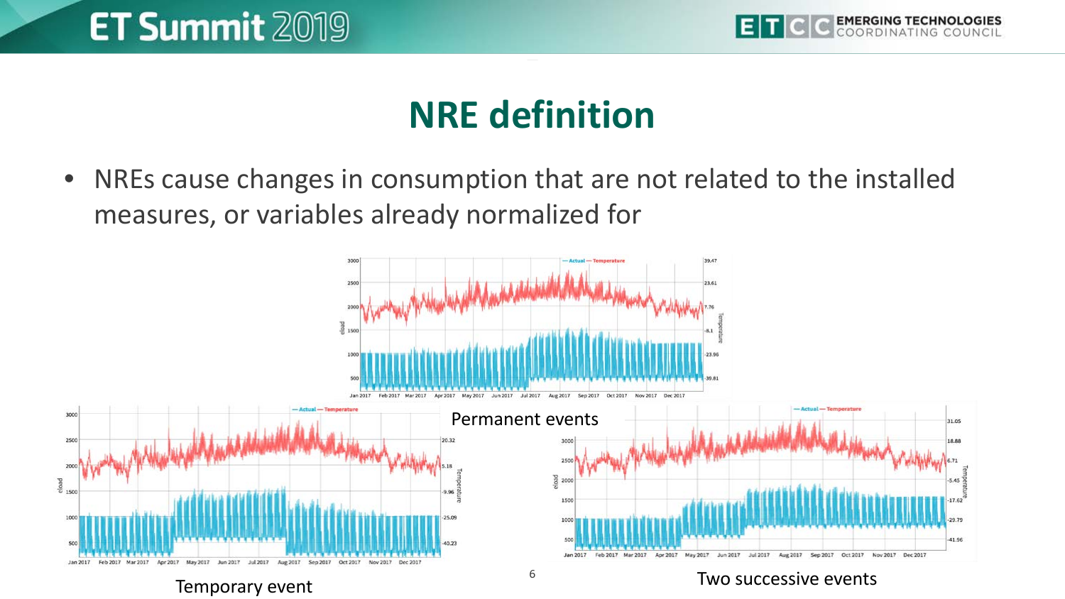# NRE definition

- NREs cause changes in consumption that are not related to the installed measures, or variables already normalized for

Permanent events

Temporary event

Two successive events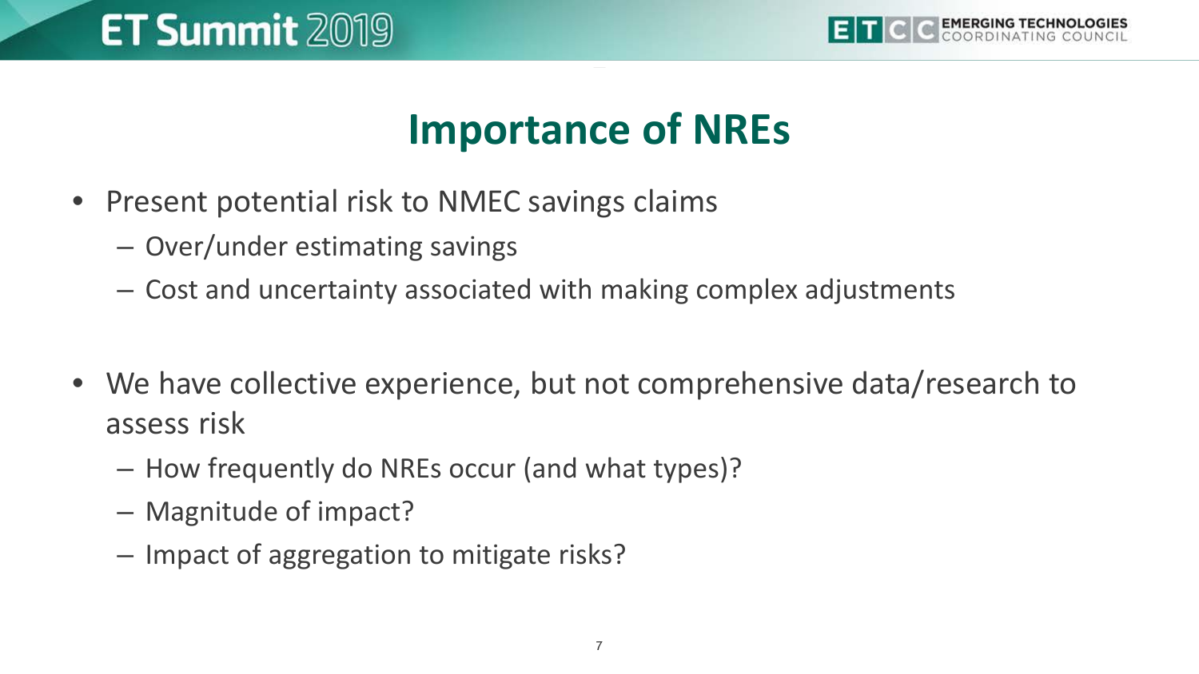# Importance of NREs

- Present potential risk to NMEC savings claims
  - Over/under estimating savings
  - Cost and uncertainty associated with making complex adjustments

- We have collective experience, but not comprehensive data/research to assess risk
  - How frequently do NREs occur (and what types)?
  - Magnitude of impact?
  - Impact of aggregation to mitigate risks?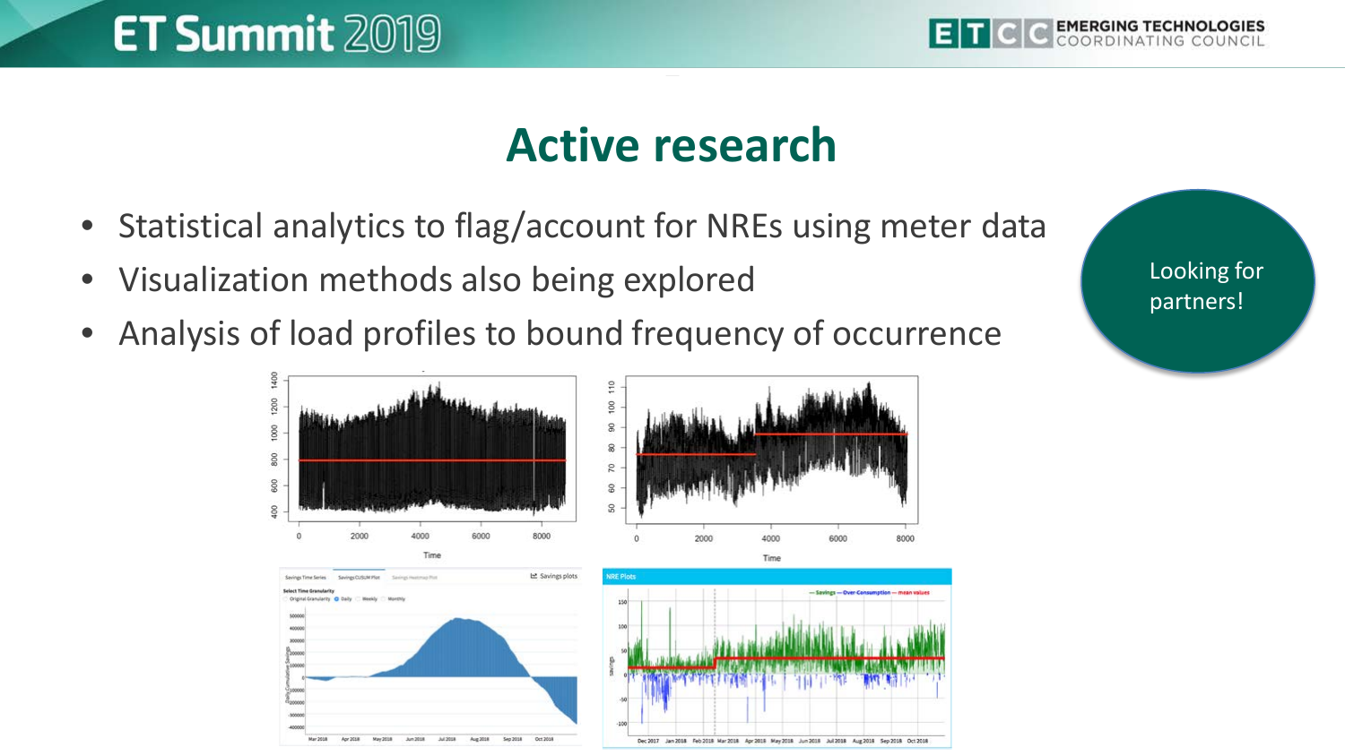# Active research

- Statistical analytics to flag/account for NREs using meter data
- Visualization methods also being explored
- Analysis of load profiles to bound frequency of occurrence

Looking for partners!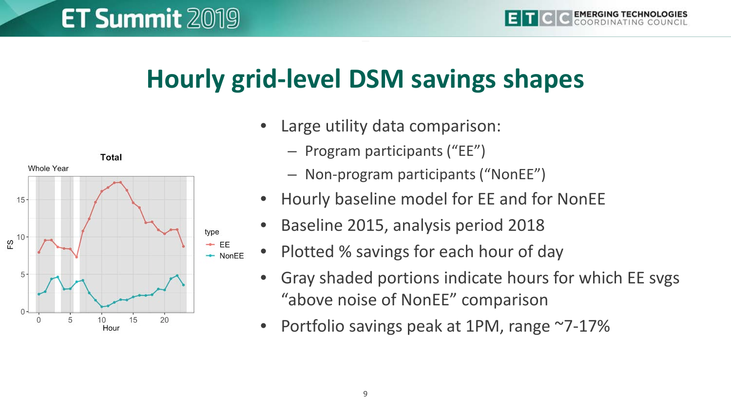# Hourly grid-level DSM savings shapes

- Large utility data comparison:
  - Program participants (“EE”)
  - Non-program participants (“NonEE”)
- Hourly baseline model for EE and for NonEE
- Baseline 2015, analysis period 2018
- Plotted % savings for each hour of day
- Gray shaded portions indicate hours for which EE svgs “above noise of NonEE” comparison
- Portfolio savings peak at 1PM, range ~7-17%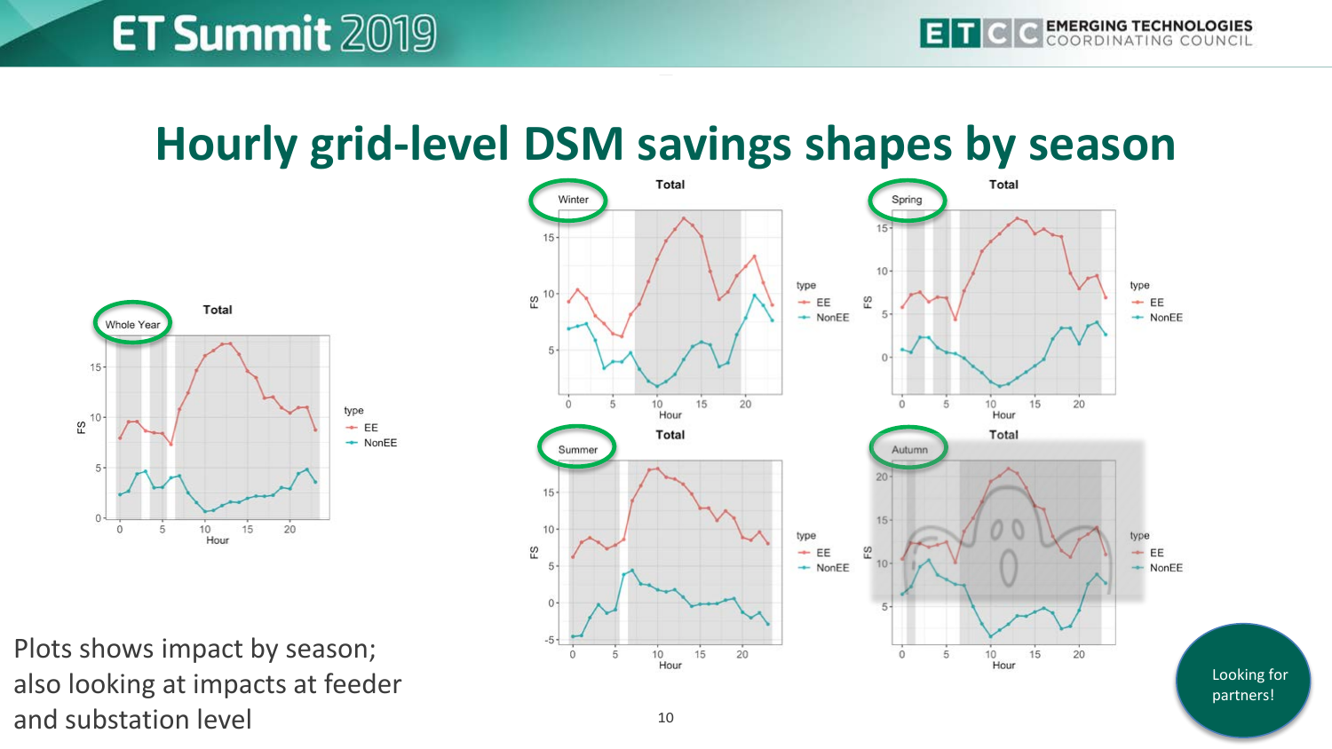# Hourly grid-level DSM savings shapes by season

Plots shows impact by season; also looking at impacts at feeder and substation level

Looking for partners!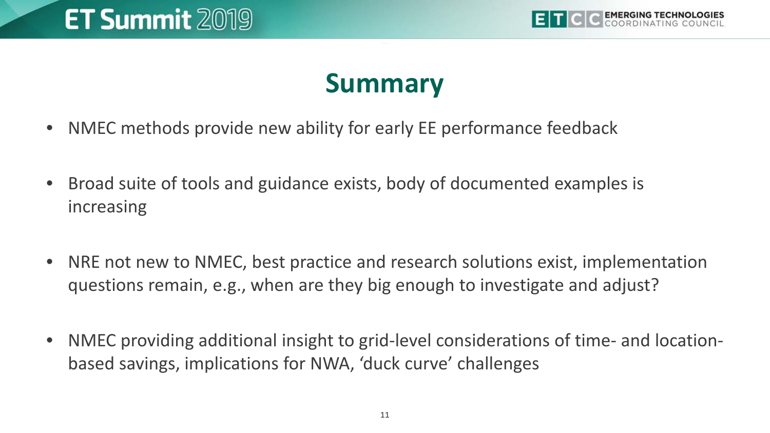# Summary

- NMEC methods provide new ability for early EE performance feedback
- Broad suite of tools and guidance exists, body of documented examples is increasing
- NRE not new to NMEC, best practice and research solutions exist, implementation questions remain, e.g., when are they big enough to investigate and adjust?
- NMEC providing additional insight to grid-level considerations of time- and location-based savings, implications for NWA, 'duck curve' challenges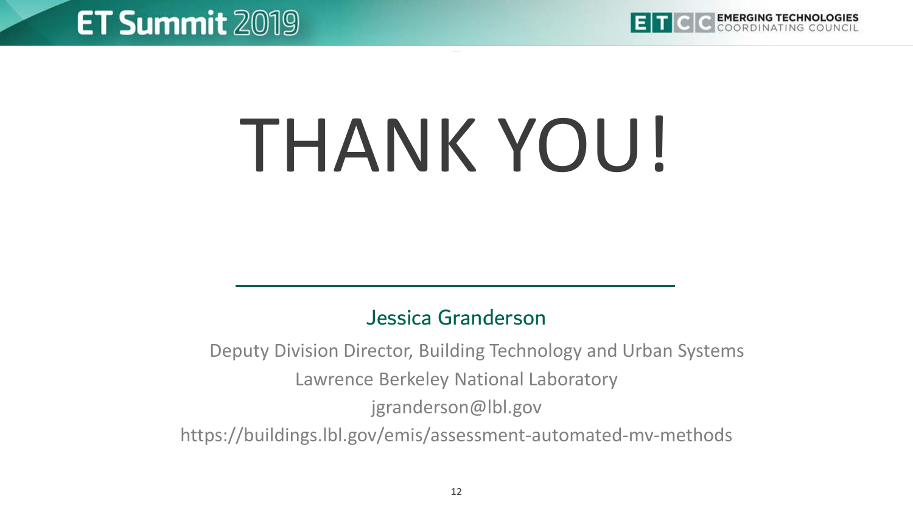# THANK YOU!

**Jessica Granderson**

Deputy Division Director, Building Technology and Urban Systems

Lawrence Berkeley National Laboratory

jgranderson@lbl.gov

https://buildings.lbl.gov/emis/assessment-automated-mv-methods